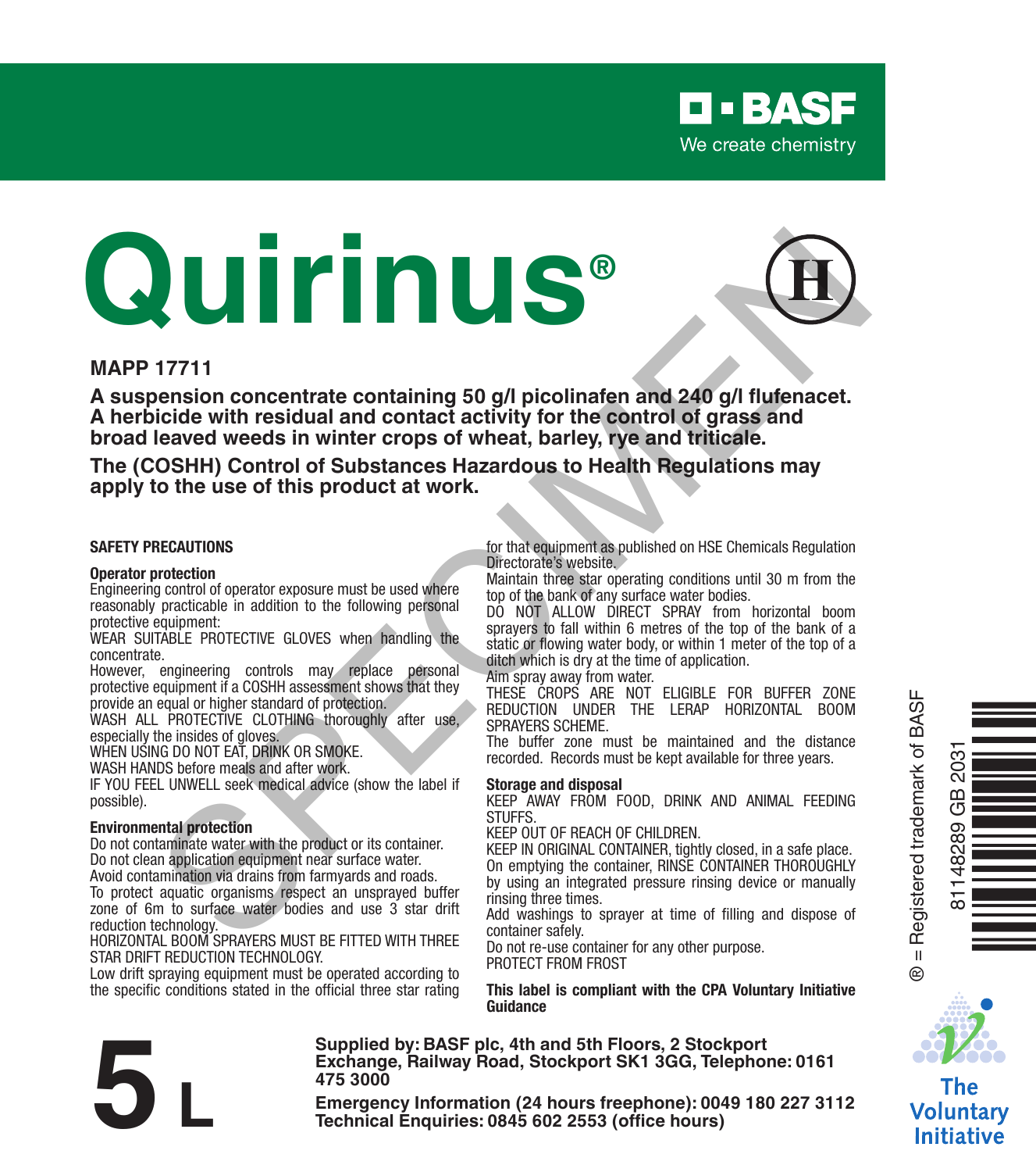BASF

We create chemistry

# Quirinus®

(H)

**MAPP 17711**

**A suspension concentrate containing 50 g/l picolinafen and 240 g/l flufenacet.
A herbicide with residual and contact activity for the control of grass and broad leaved weeds in winter crops of wheat, barley, rye and triticale.**

**The (COSHH) Control of Substances Hazardous to Health Regulations may apply to the use of this product at work.**

SPECIMEN

## SAFETY PRECAUTIONS

### Operator protection

Engineering control of operator exposure must be used where reasonably practicable in addition to the following personal protective equipment:

WEAR SUITABLE PROTECTIVE GLOVES when handling the concentrate.

However, engineering controls may replace personal protective equipment if a COSHH assessment shows that they provide an equal or higher standard of protection.

WASH ALL PROTECTIVE CLOTHING thoroughly after use, especially the insides of gloves.

WHEN USING DO NOT EAT, DRINK OR SMOKE.

WASH HANDS before meals and after work.

IF YOU FEEL UNWELL seek medical advice (show the label if possible).

### Environmental protection

Do not contaminate water with the product or its container.

Do not clean application equipment near surface water.

Avoid contamination via drains from farmyards and roads.

To protect aquatic organisms respect an unsprayed buffer zone of 6m to surface water bodies and use 3 star drift reduction technology.

HORIZONTAL BOOM SPRAYERS MUST BE FITTED WITH THREE STAR DRIFT REDUCTION TECHNOLOGY.

Low drift spraying equipment must be operated according to the specific conditions stated in the official three star rating for that equipment as published on HSE Chemicals Regulation Directorate's website.

Maintain three star operating conditions until 30 m from the top of the bank of any surface water bodies.

DO NOT ALLOW DIRECT SPRAY from horizontal boom sprayers to fall within 6 metres of the top of the bank of a static or flowing water body, or within 1 meter of the top of a ditch which is dry at the time of application.

Aim spray away from water.

THESE CROPS ARE NOT ELIGIBLE FOR BUFFER ZONE REDUCTION UNDER THE LERAP HORIZONTAL BOOM SPRAYERS SCHEME.

The buffer zone must be maintained and the distance recorded. Records must be kept available for three years.

### Storage and disposal

KEEP AWAY FROM FOOD, DRINK AND ANIMAL FEEDING STUFFS.

KEEP OUT OF REACH OF CHILDREN.

KEEP IN ORIGINAL CONTAINER, tightly closed, in a safe place.

On emptying the container, RINSE CONTAINER THOROUGHLY by using an integrated pressure rinsing device or manually rinsing three times.

Add washings to sprayer at time of filling and dispose of container safely.

Do not re-use container for any other purpose.

PROTECT FROM FROST

**This label is compliant with the CPA Voluntary Initiative Guidance**

® = Registered trademark of BASF

81148289 GB 2031

The Voluntary Initiative

# 5 L

**Supplied by: BASF plc, 4th and 5th Floors, 2 Stockport Exchange, Railway Road, Stockport SK1 3GG, Telephone: 0161 475 3000**

**Emergency Information (24 hours freephone): 0049 180 227 3112**
**Technical Enquiries: 0845 602 2553 (office hours)**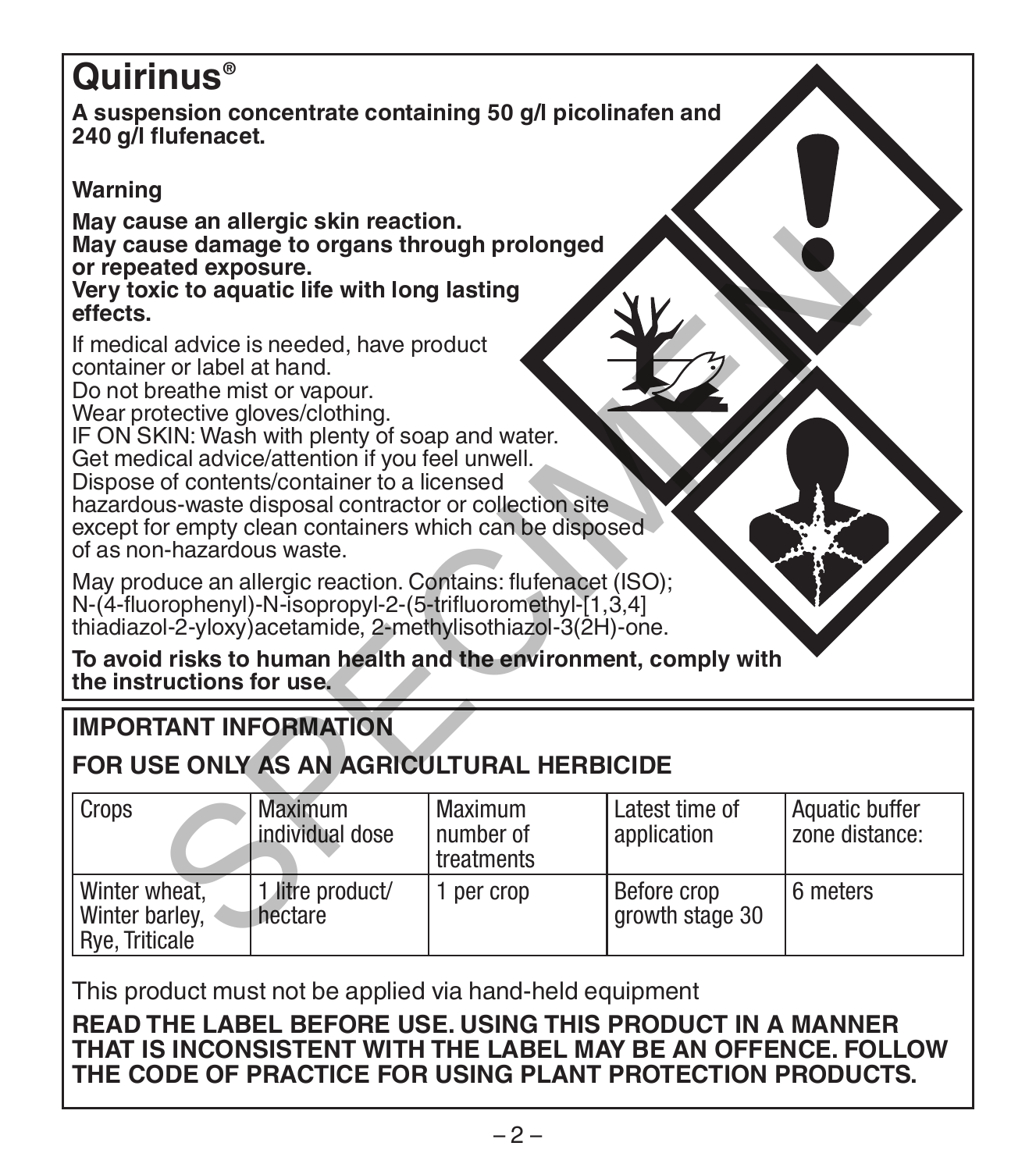# Quirinus®

**A suspension concentrate containing 50 g/l picolinafen and 240 g/l flufenacet.**

**Warning**

**May cause an allergic skin reaction.**
**May cause damage to organs through prolonged or repeated exposure.**
**Very toxic to aquatic life with long lasting effects.**

If medical advice is needed, have product container or label at hand.
Do not breathe mist or vapour.
Wear protective gloves/clothing.
IF ON SKIN: Wash with plenty of soap and water.
Get medical advice/attention if you feel unwell.
Dispose of contents/container to a licensed hazardous-waste disposal contractor or collection site except for empty clean containers which can be disposed of as non-hazardous waste.

May produce an allergic reaction. Contains: flufenacet (ISO); N-(4-fluorophenyl)-N-isopropyl-2-(5-trifluoromethyl-[1,3,4] thiadiazol-2-yloxy)acetamide, 2-methylisothiazol-3(2H)-one.

**To avoid risks to human health and the environment, comply with the instructions for use.**

## IMPORTANT INFORMATION

## FOR USE ONLY AS AN AGRICULTURAL HERBICIDE

| Crops | Maximum individual dose | Maximum number of treatments | Latest time of application | Aquatic buffer zone distance: |
|---|---|---|---|---|
| Winter wheat, Winter barley, Rye, Triticale | 1 litre product/ hectare | 1 per crop | Before crop growth stage 30 | 6 meters |

This product must not be applied via hand-held equipment

**READ THE LABEL BEFORE USE. USING THIS PRODUCT IN A MANNER THAT IS INCONSISTENT WITH THE LABEL MAY BE AN OFFENCE. FOLLOW THE CODE OF PRACTICE FOR USING PLANT PROTECTION PRODUCTS.**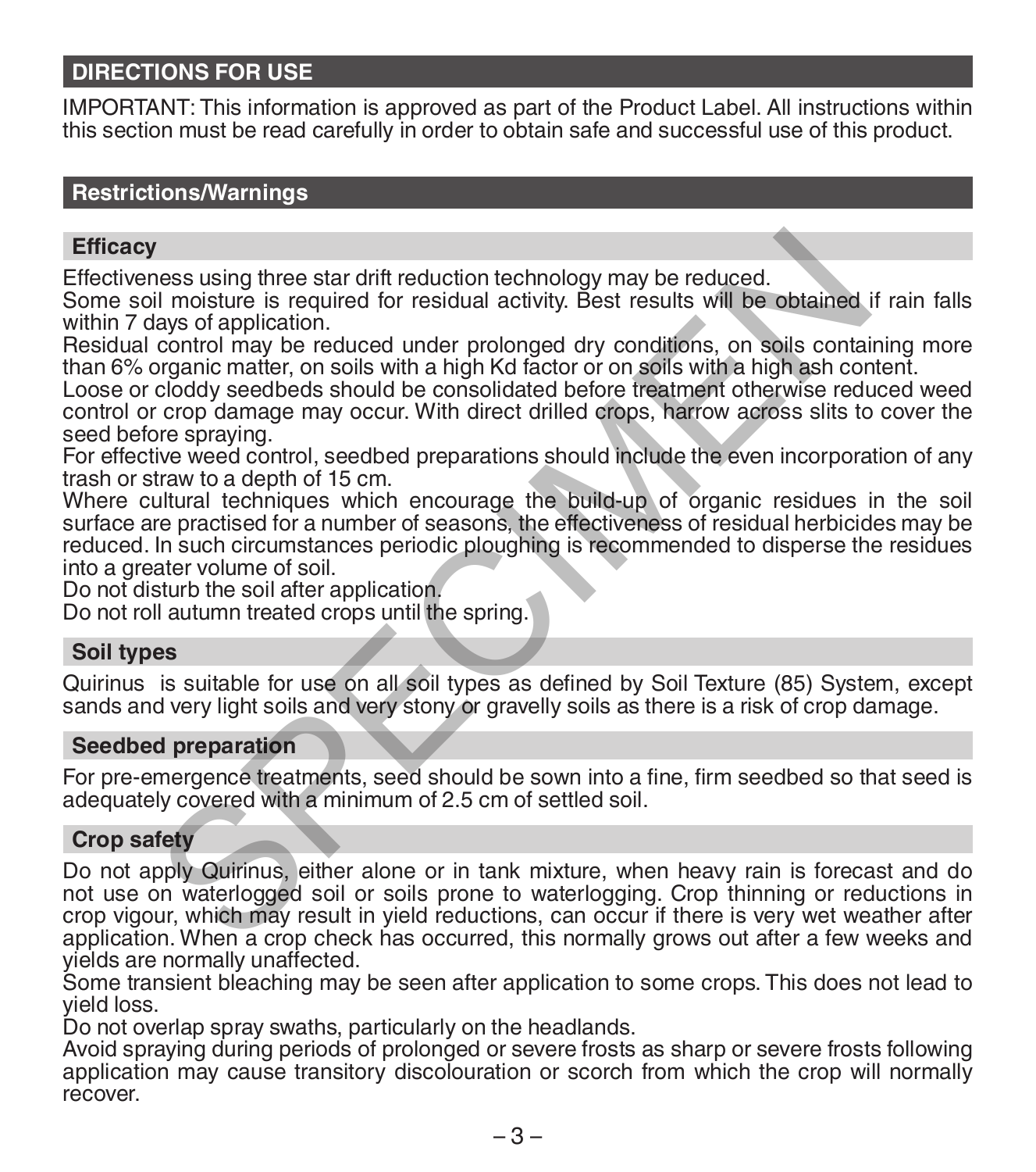## DIRECTIONS FOR USE

IMPORTANT: This information is approved as part of the Product Label. All instructions within this section must be read carefully in order to obtain safe and successful use of this product.

## Restrictions/Warnings

### Efficacy

Effectiveness using three star drift reduction technology may be reduced.
Some soil moisture is required for residual activity. Best results will be obtained if rain falls within 7 days of application.
Residual control may be reduced under prolonged dry conditions, on soils containing more than 6% organic matter, on soils with a high Kd factor or on soils with a high ash content.
Loose or cloddy seedbeds should be consolidated before treatment otherwise reduced weed control or crop damage may occur. With direct drilled crops, harrow across slits to cover the seed before spraying.
For effective weed control, seedbed preparations should include the even incorporation of any trash or straw to a depth of 15 cm.
Where cultural techniques which encourage the build-up of organic residues in the soil surface are practised for a number of seasons, the effectiveness of residual herbicides may be reduced. In such circumstances periodic ploughing is recommended to disperse the residues into a greater volume of soil.
Do not disturb the soil after application.
Do not roll autumn treated crops until the spring.

### Soil types

Quirinus is suitable for use on all soil types as defined by Soil Texture (85) System, except sands and very light soils and very stony or gravelly soils as there is a risk of crop damage.

### Seedbed preparation

For pre-emergence treatments, seed should be sown into a fine, firm seedbed so that seed is adequately covered with a minimum of 2.5 cm of settled soil.

### Crop safety

Do not apply Quirinus, either alone or in tank mixture, when heavy rain is forecast and do not use on waterlogged soil or soils prone to waterlogging. Crop thinning or reductions in crop vigour, which may result in yield reductions, can occur if there is very wet weather after application. When a crop check has occurred, this normally grows out after a few weeks and yields are normally unaffected.
Some transient bleaching may be seen after application to some crops. This does not lead to yield loss.
Do not overlap spray swaths, particularly on the headlands.
Avoid spraying during periods of prolonged or severe frosts as sharp or severe frosts following application may cause transitory discolouration or scorch from which the crop will normally recover.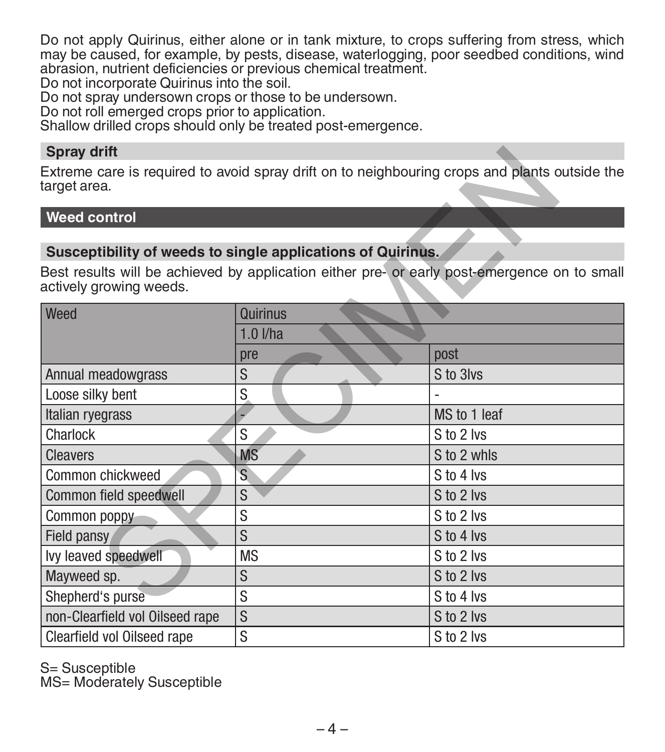Do not apply Quirinus, either alone or in tank mixture, to crops suffering from stress, which may be caused, for example, by pests, disease, waterlogging, poor seedbed conditions, wind abrasion, nutrient deficiencies or previous chemical treatment.
Do not incorporate Quirinus into the soil.
Do not spray undersown crops or those to be undersown.
Do not roll emerged crops prior to application.
Shallow drilled crops should only be treated post-emergence.

## Spray drift

Extreme care is required to avoid spray drift on to neighbouring crops and plants outside the target area.

## Weed control

### Susceptibility of weeds to single applications of Quirinus.

Best results will be achieved by application either pre- or early post-emergence on to small actively growing weeds.

| Weed | Quirinus | |
|---|---|---|
| | 1.0 l/ha | |
| | pre | post |
| Annual meadowgrass | S | S to 3lvs |
| Loose silky bent | S | - |
| Italian ryegrass | - | MS to 1 leaf |
| Charlock | S | S to 2 lvs |
| Cleavers | MS | S to 2 whls |
| Common chickweed | S | S to 4 lvs |
| Common field speedwell | S | S to 2 lvs |
| Common poppy | S | S to 2 lvs |
| Field pansy | S | S to 4 lvs |
| Ivy leaved speedwell | MS | S to 2 lvs |
| Mayweed sp. | S | S to 2 lvs |
| Shepherd's purse | S | S to 4 lvs |
| non-Clearfield vol Oilseed rape | S | S to 2 lvs |
| Clearfield vol Oilseed rape | S | S to 2 lvs |

S= Susceptible
MS= Moderately Susceptible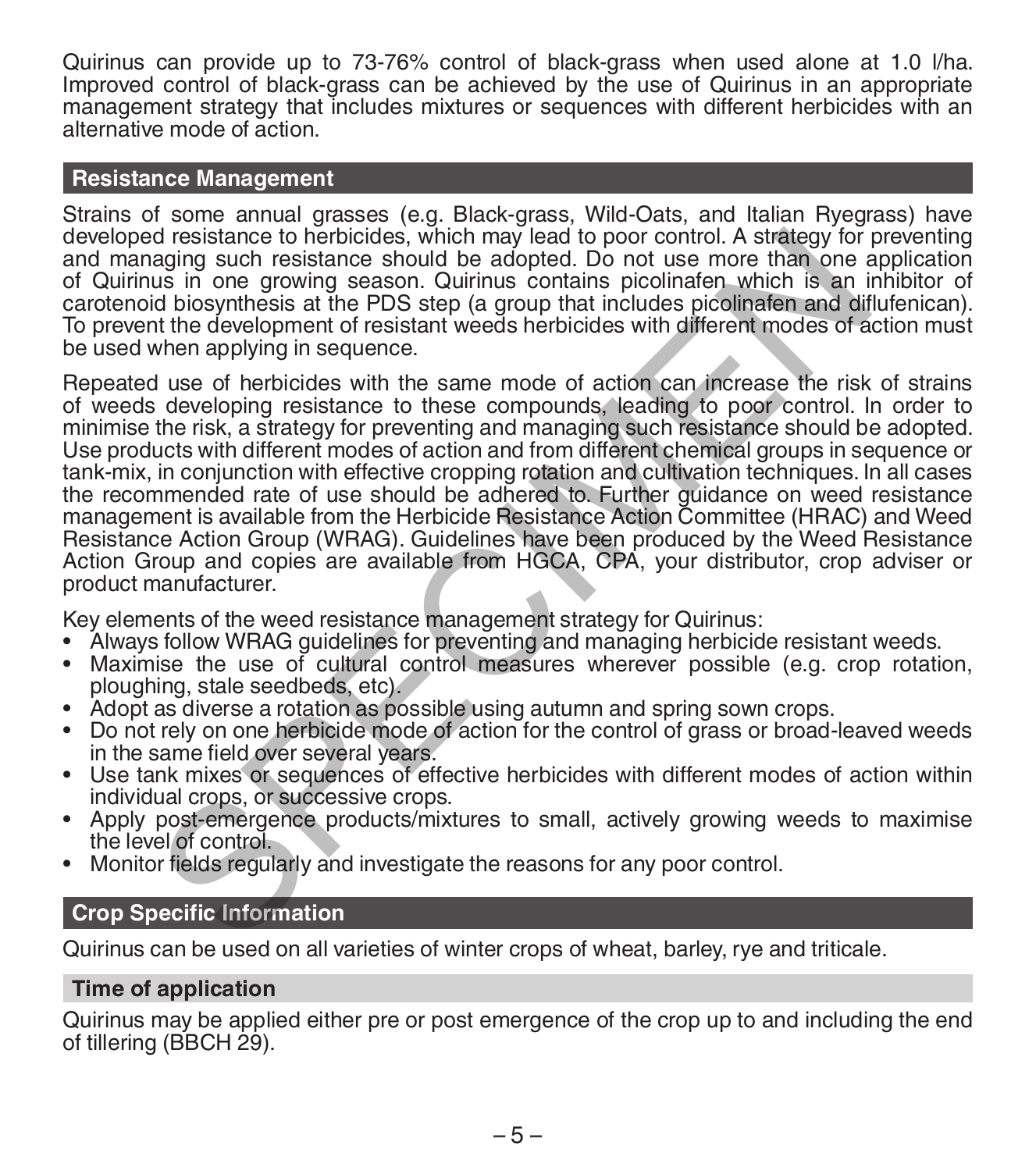Quirinus can provide up to 73-76% control of black-grass when used alone at 1.0 l/ha. Improved control of black-grass can be achieved by the use of Quirinus in an appropriate management strategy that includes mixtures or sequences with different herbicides with an alternative mode of action.

## Resistance Management

Strains of some annual grasses (e.g. Black-grass, Wild-Oats, and Italian Ryegrass) have developed resistance to herbicides, which may lead to poor control. A strategy for preventing and managing such resistance should be adopted. Do not use more than one application of Quirinus in one growing season. Quirinus contains picolinafen which is an inhibitor of carotenoid biosynthesis at the PDS step (a group that includes picolinafen and diflufenican). To prevent the development of resistant weeds herbicides with different modes of action must be used when applying in sequence.

Repeated use of herbicides with the same mode of action can increase the risk of strains of weeds developing resistance to these compounds, leading to poor control. In order to minimise the risk, a strategy for preventing and managing such resistance should be adopted. Use products with different modes of action and from different chemical groups in sequence or tank-mix, in conjunction with effective cropping rotation and cultivation techniques. In all cases the recommended rate of use should be adhered to. Further guidance on weed resistance management is available from the Herbicide Resistance Action Committee (HRAC) and Weed Resistance Action Group (WRAG). Guidelines have been produced by the Weed Resistance Action Group and copies are available from HGCA, CPA, your distributor, crop adviser or product manufacturer.

Key elements of the weed resistance management strategy for Quirinus:

- Always follow WRAG guidelines for preventing and managing herbicide resistant weeds.
- Maximise the use of cultural control measures wherever possible (e.g. crop rotation, ploughing, stale seedbeds, etc).
- Adopt as diverse a rotation as possible using autumn and spring sown crops.
- Do not rely on one herbicide mode of action for the control of grass or broad-leaved weeds in the same field over several years.
- Use tank mixes or sequences of effective herbicides with different modes of action within individual crops, or successive crops.
- Apply post-emergence products/mixtures to small, actively growing weeds to maximise the level of control.
- Monitor fields regularly and investigate the reasons for any poor control.

## Crop Specific Information

Quirinus can be used on all varieties of winter crops of wheat, barley, rye and triticale.

### Time of application

Quirinus may be applied either pre or post emergence of the crop up to and including the end of tillering (BBCH 29).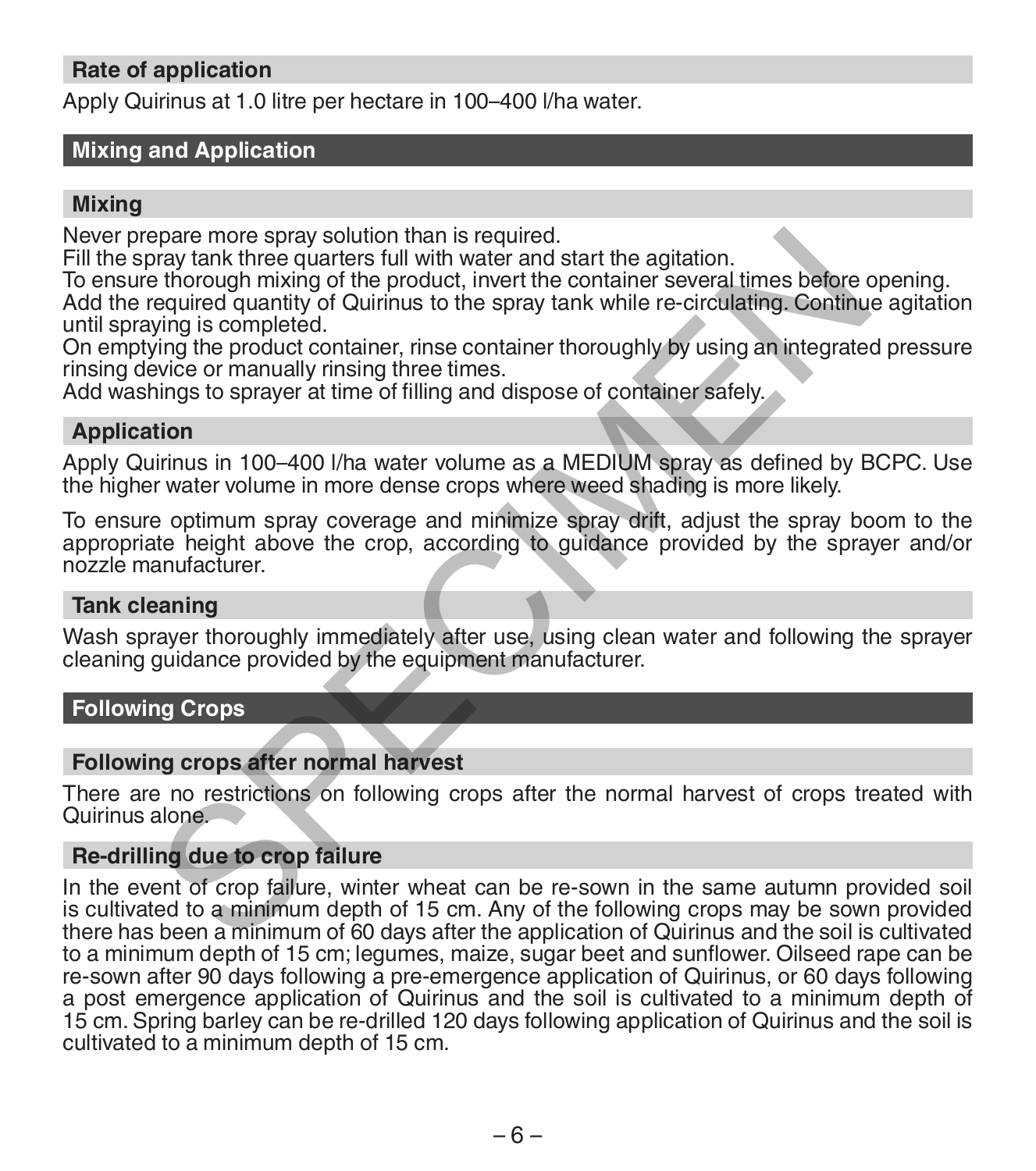### Rate of application

Apply Quirinus at 1.0 litre per hectare in 100–400 l/ha water.

## Mixing and Application

### Mixing

Never prepare more spray solution than is required.
Fill the spray tank three quarters full with water and start the agitation.
To ensure thorough mixing of the product, invert the container several times before opening.
Add the required quantity of Quirinus to the spray tank while re-circulating. Continue agitation until spraying is completed.
On emptying the product container, rinse container thoroughly by using an integrated pressure rinsing device or manually rinsing three times.
Add washings to sprayer at time of filling and dispose of container safely.

### Application

Apply Quirinus in 100–400 l/ha water volume as a MEDIUM spray as defined by BCPC. Use the higher water volume in more dense crops where weed shading is more likely.

To ensure optimum spray coverage and minimize spray drift, adjust the spray boom to the appropriate height above the crop, according to guidance provided by the sprayer and/or nozzle manufacturer.

### Tank cleaning

Wash sprayer thoroughly immediately after use, using clean water and following the sprayer cleaning guidance provided by the equipment manufacturer.

## Following Crops

### Following crops after normal harvest

There are no restrictions on following crops after the normal harvest of crops treated with Quirinus alone.

### Re-drilling due to crop failure

In the event of crop failure, winter wheat can be re-sown in the same autumn provided soil is cultivated to a minimum depth of 15 cm. Any of the following crops may be sown provided there has been a minimum of 60 days after the application of Quirinus and the soil is cultivated to a minimum depth of 15 cm; legumes, maize, sugar beet and sunflower. Oilseed rape can be re-sown after 90 days following a pre-emergence application of Quirinus, or 60 days following a post emergence application of Quirinus and the soil is cultivated to a minimum depth of 15 cm. Spring barley can be re-drilled 120 days following application of Quirinus and the soil is cultivated to a minimum depth of 15 cm.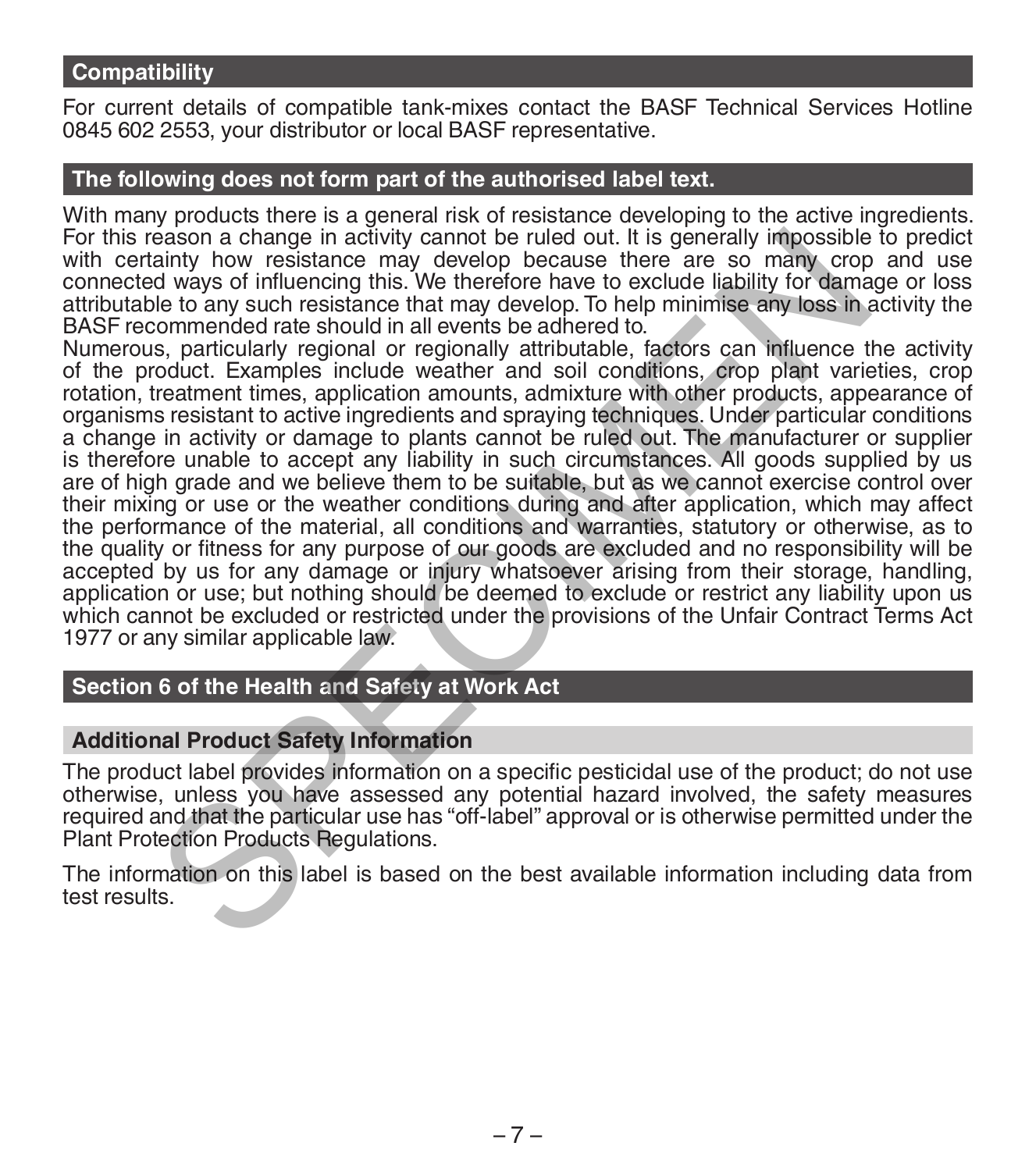## Compatibility

For current details of compatible tank-mixes contact the BASF Technical Services Hotline 0845 602 2553, your distributor or local BASF representative.

## The following does not form part of the authorised label text.

With many products there is a general risk of resistance developing to the active ingredients. For this reason a change in activity cannot be ruled out. It is generally impossible to predict with certainty how resistance may develop because there are so many crop and use connected ways of influencing this. We therefore have to exclude liability for damage or loss attributable to any such resistance that may develop. To help minimise any loss in activity the BASF recommended rate should in all events be adhered to.
Numerous, particularly regional or regionally attributable, factors can influence the activity of the product. Examples include weather and soil conditions, crop plant varieties, crop rotation, treatment times, application amounts, admixture with other products, appearance of organisms resistant to active ingredients and spraying techniques. Under particular conditions a change in activity or damage to plants cannot be ruled out. The manufacturer or supplier is therefore unable to accept any liability in such circumstances. All goods supplied by us are of high grade and we believe them to be suitable, but as we cannot exercise control over their mixing or use or the weather conditions during and after application, which may affect the performance of the material, all conditions and warranties, statutory or otherwise, as to the quality or fitness for any purpose of our goods are excluded and no responsibility will be accepted by us for any damage or injury whatsoever arising from their storage, handling, application or use; but nothing should be deemed to exclude or restrict any liability upon us which cannot be excluded or restricted under the provisions of the Unfair Contract Terms Act 1977 or any similar applicable law.

## Section 6 of the Health and Safety at Work Act

### Additional Product Safety Information

The product label provides information on a specific pesticidal use of the product; do not use otherwise, unless you have assessed any potential hazard involved, the safety measures required and that the particular use has “off-label” approval or is otherwise permitted under the Plant Protection Products Regulations.

The information on this label is based on the best available information including data from test results.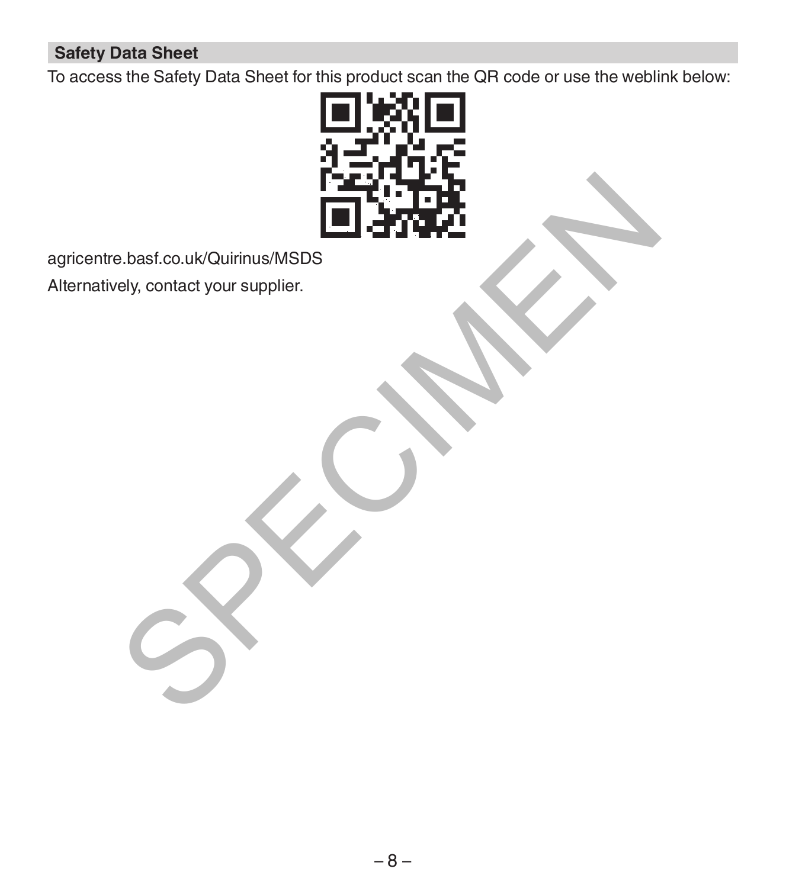## Safety Data Sheet

To access the Safety Data Sheet for this product scan the QR code or use the weblink below:

agricentre.basf.co.uk/Quirinus/MSDS

Alternatively, contact your supplier.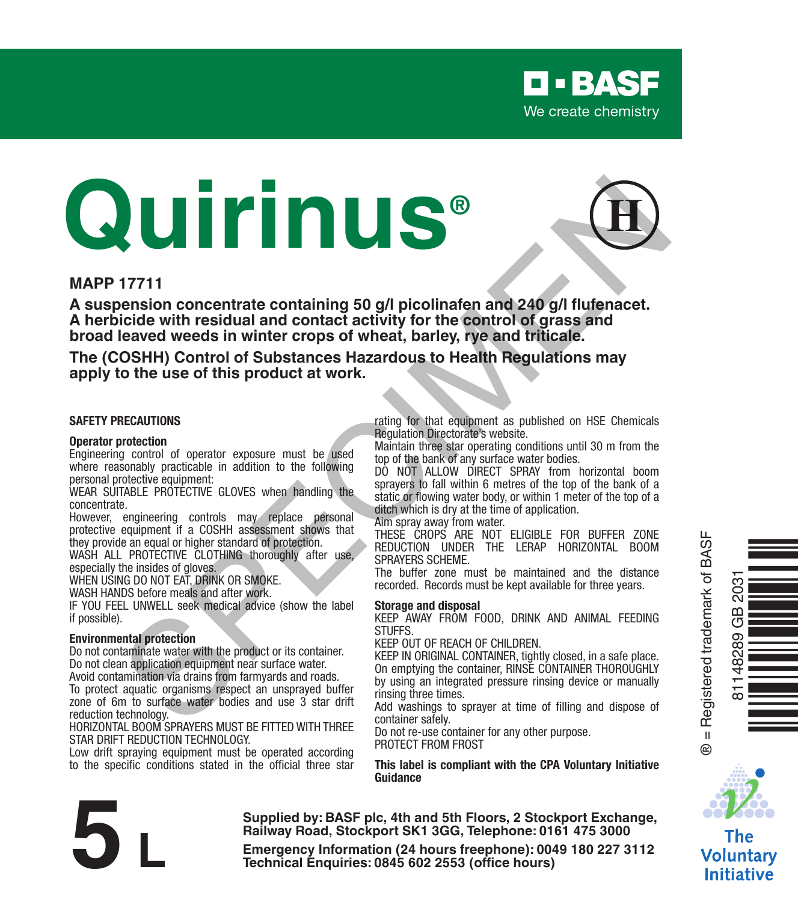BASF

We create chemistry

# Quirinus®

(H)

**MAPP 17711**

**A suspension concentrate containing 50 g/l picolinafen and 240 g/l flufenacet. A herbicide with residual and contact activity for the control of grass and broad leaved weeds in winter crops of wheat, barley, rye and triticale.**

**The (COSHH) Control of Substances Hazardous to Health Regulations may apply to the use of this product at work.**

## SAFETY PRECAUTIONS

### Operator protection

Engineering control of operator exposure must be used where reasonably practicable in addition to the following personal protective equipment:

WEAR SUITABLE PROTECTIVE GLOVES when handling the concentrate.

However, engineering controls may replace personal protective equipment if a COSHH assessment shows that they provide an equal or higher standard of protection.

WASH ALL PROTECTIVE CLOTHING thoroughly after use, especially the insides of gloves.

WHEN USING DO NOT EAT, DRINK OR SMOKE.

WASH HANDS before meals and after work.

IF YOU FEEL UNWELL seek medical advice (show the label if possible).

### Environmental protection

Do not contaminate water with the product or its container.

Do not clean application equipment near surface water.

Avoid contamination via drains from farmyards and roads.

To protect aquatic organisms respect an unsprayed buffer zone of 6m to surface water bodies and use 3 star drift reduction technology.

HORIZONTAL BOOM SPRAYERS MUST BE FITTED WITH THREE STAR DRIFT REDUCTION TECHNOLOGY.

Low drift spraying equipment must be operated according to the specific conditions stated in the official three star rating for that equipment as published on HSE Chemicals Regulation Directorate's website.

Maintain three star operating conditions until 30 m from the top of the bank of any surface water bodies.

DO NOT ALLOW DIRECT SPRAY from horizontal boom sprayers to fall within 6 metres of the top of the bank of a static or flowing water body, or within 1 meter of the top of a ditch which is dry at the time of application.

Aim spray away from water.

THESE CROPS ARE NOT ELIGIBLE FOR BUFFER ZONE REDUCTION UNDER THE LERAP HORIZONTAL BOOM SPRAYERS SCHEME.

The buffer zone must be maintained and the distance recorded. Records must be kept available for three years.

### Storage and disposal

KEEP AWAY FROM FOOD, DRINK AND ANIMAL FEEDING STUFFS.

KEEP OUT OF REACH OF CHILDREN.

KEEP IN ORIGINAL CONTAINER, tightly closed, in a safe place.

On emptying the container, RINSE CONTAINER THOROUGHLY by using an integrated pressure rinsing device or manually rinsing three times.

Add washings to sprayer at time of filling and dispose of container safely.

Do not re-use container for any other purpose.

PROTECT FROM FROST

**This label is compliant with the CPA Voluntary Initiative Guidance**

® = Registered trademark of BASF

81148289 GB 2031

The Voluntary Initiative

**5 L**

**Supplied by: BASF plc, 4th and 5th Floors, 2 Stockport Exchange, Railway Road, Stockport SK1 3GG, Telephone: 0161 475 3000**

**Emergency Information (24 hours freephone): 0049 180 227 3112**
**Technical Enquiries: 0845 602 2553 (office hours)**